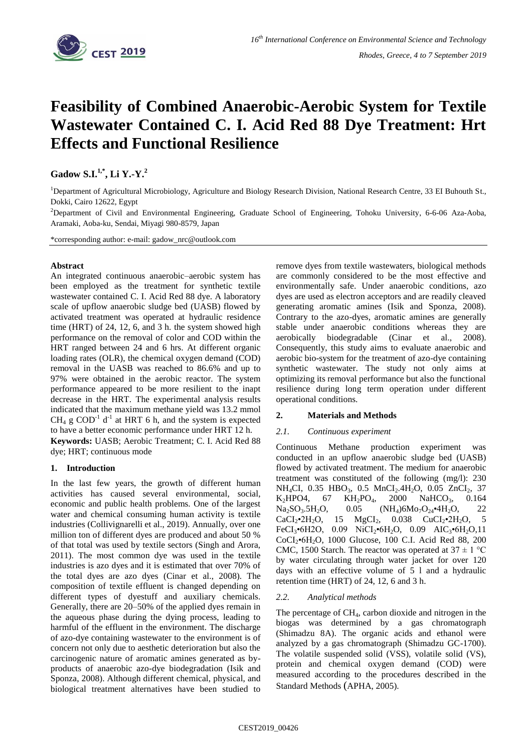# Feasibility of Combined Anaerobic-Aerobic System for Textile Wastewater Contained C. I. Acid Red 88 Dye Treatment: Hrt Effects and Functional Resilience

**Gadow S.I.[1,*], Li Y.-Y.[2]**

[1]Department of Agricultural Microbiology, Agriculture and Biology Research Division, National Research Centre, 33 EI Buhouth St., Dokki, Cairo 12622, Egypt

[2]Department of Civil and Environmental Engineering, Graduate School of Engineering, Tohoku University, 6-6-06 Aza-Aoba, Aramaki, Aoba-ku, Sendai, Miyagi 980-8579, Japan

*corresponding author: e-mail: gadow_nrc@outlook.com

## Abstract

An integrated continuous anaerobic–aerobic system has been employed as the treatment for synthetic textile wastewater contained C. I. Acid Red 88 dye. A laboratory scale of upflow anaerobic sludge bed (UASB) flowed by activated treatment was operated at hydraulic residence time (HRT) of 24, 12, 6, and 3 h. the system showed high performance on the removal of color and COD within the HRT ranged between 24 and 6 hrs. At different organic loading rates (OLR), the chemical oxygen demand (COD) removal in the UASB was reached to 86.6% and up to 97% were obtained in the aerobic reactor. The system performance appeared to be more resilient to the inapt decrease in the HRT. The experimental analysis results indicated that the maximum methane yield was 13.2 mmol $CH_4$ g $COD^{-1}$ $d^{-1}$ at HRT 6 h, and the system is expected to have a better economic performance under HRT 12 h.

**Keywords:** UASB; Aerobic Treatment; C. I. Acid Red 88 dye; HRT; continuous mode

## 1. Introduction

In the last few years, the growth of different human activities has caused several environmental, social, economic and public health problems. One of the largest water and chemical consuming human activity is textile industries (Collivignarelli et al., 2019). Annually, over one million ton of different dyes are produced and about 50 % of that total was used by textile sectors (Singh and Arora, 2011). The most common dye was used in the textile industries is azo dyes and it is estimated that over 70% of the total dyes are azo dyes (Cinar et al., 2008). The composition of textile effluent is changed depending on different types of dyestuff and auxiliary chemicals. Generally, there are 20–50% of the applied dyes remain in the aqueous phase during the dying process, leading to harmful of the effluent in the environment. The discharge of azo-dye containing wastewater to the environment is of concern not only due to aesthetic deterioration but also the carcinogenic nature of aromatic amines generated as by-products of anaerobic azo-dye biodegradation (Isik and Sponza, 2008). Although different chemical, physical, and biological treatment alternatives have been studied to remove dyes from textile wastewaters, biological methods are commonly considered to be the most effective and environmentally safe. Under anaerobic conditions, azo dyes are used as electron acceptors and are readily cleaved generating aromatic amines (Isik and Sponza, 2008). Contrary to the azo-dyes, aromatic amines are generally stable under anaerobic conditions whereas they are aerobically biodegradable (Cinar et al., 2008). Consequently, this study aims to evaluate anaerobic and aerobic bio-system for the treatment of azo-dye containing synthetic wastewater. The study not only aims at optimizing its removal performance but also the functional resilience during long term operation under different operational conditions.

## 2. Materials and Methods

### *2.1. Continuous experiment*

Continuous Methane production experiment was conducted in an upflow anaerobic sludge bed (UASB) flowed by activated treatment. The medium for anaerobic treatment was constituted of the following (mg/l): 230 $NH_4CI$, 0.35 $HBO_3$, 0.5 $MnCI_2.4H_2O$, 0.05 $ZnCI_2$, 37 $K_2HPO4$, 67 $KH_2PO_4$, 2000 $NaHCO_3$, 0.164 $Na_2SO_3.5H_2O$, 0.05 $(NH_4)6Mo_7O_{24}•4H_2O$, 22 $CaCI_2•2H_2O$, 15 $MgCI_2$, 0.038 $CuCI_2•2H_2O$, 5 $FeCI_3•6H2O$, 0.09 $NiCI_2•6H_2O$, 0.09 $AIC_3•6H_2O$,11 $CoCI_2•6H_2O$, 1000 Glucose, 100 C.I. Acid Red 88, 200 CMC, 1500 Starch. The reactor was operated at 37 ± 1 °C by water circulating through water jacket for over 120 days with an effective volume of 5 l and a hydraulic retention time (HRT) of 24, 12, 6 and 3 h.

### *2.2. Analytical methods*

The percentage of $CH_4$, carbon dioxide and nitrogen in the biogas was determined by a gas chromatograph (Shimadzu 8A). The organic acids and ethanol were analyzed by a gas chromatograph (Shimadzu GC-1700). The volatile suspended solid (VSS), volatile solid (VS), protein and chemical oxygen demand (COD) were measured according to the procedures described in the Standard Methods (APHA, 2005).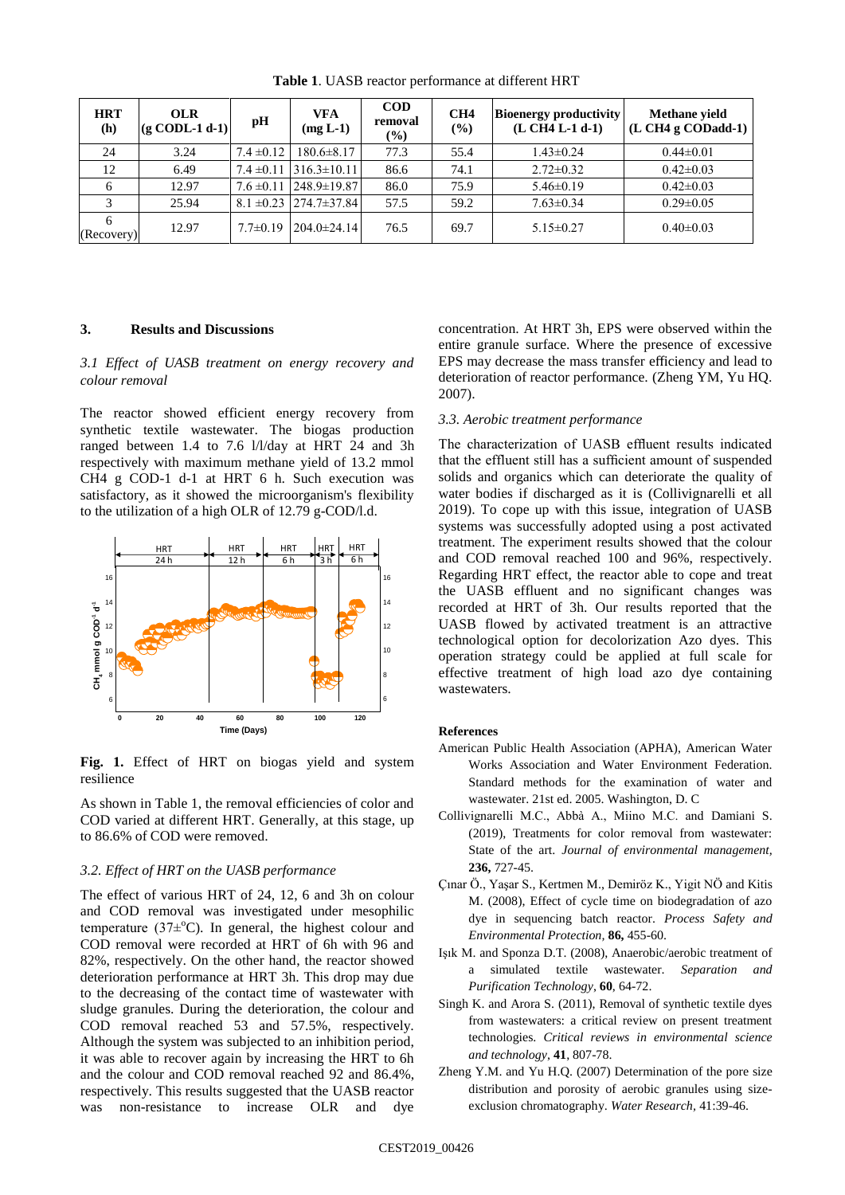**Table 1**. UASB reactor performance at different HRT

| HRT (h) | OLR (g CODL-1 d-1) | pH | VFA (mg L-1) | COD removal (%) | CH4 (%) | Bioenergy productivity (L CH4 L-1 d-1) | Methane yield (L CH4 g CODadd-1) |
|---|---|---|---|---|---|---|---|
| 24 | 3.24 | 7.4 ±0.12 | 180.6±8.17 | 77.3 | 55.4 | 1.43±0.24 | 0.44±0.01 |
| 12 | 6.49 | 7.4 ±0.11 | 316.3±10.11 | 86.6 | 74.1 | 2.72±0.32 | 0.42±0.03 |
| 6 | 12.97 | 7.6 ±0.11 | 248.9±19.87 | 86.0 | 75.9 | 5.46±0.19 | 0.42±0.03 |
| 3 | 25.94 | 8.1 ±0.23 | 274.7±37.84 | 57.5 | 59.2 | 7.63±0.34 | 0.29±0.05 |
| 6 (Recovery) | 12.97 | 7.7±0.19 | 204.0±24.14 | 76.5 | 69.7 | 5.15±0.27 | 0.40±0.03 |

## 3. Results and Discussions

### *3.1 Effect of UASB treatment on energy recovery and colour removal*

The reactor showed efficient energy recovery from synthetic textile wastewater. The biogas production ranged between 1.4 to 7.6 l/l/day at HRT 24 and 3h respectively with maximum methane yield of 13.2 mmol CH4 g COD-1 d-1 at HRT 6 h. Such execution was satisfactory, as it showed the microorganism's flexibility to the utilization of a high OLR of 12.79 g-COD/l.d.

HRT 24 h
HRT 12 h
HRT 6 h
HRT 3 h
HRT 6 h

$CH_4$ mmol g $COD^{-1}$ $d^{-1}$

Time (Days)

**Fig. 1.** Effect of HRT on biogas yield and system resilience

As shown in Table 1, the removal efficiencies of color and COD varied at different HRT. Generally, at this stage, up to 86.6% of COD were removed.

### *3.2. Effect of HRT on the UASB performance*

The effect of various HRT of 24, 12, 6 and 3h on colour and COD removal was investigated under mesophilic temperature (37±°C). In general, the highest colour and COD removal were recorded at HRT of 6h with 96 and 82%, respectively. On the other hand, the reactor showed deterioration performance at HRT 3h. This drop may due to the decreasing of the contact time of wastewater with sludge granules. During the deterioration, the colour and COD removal reached 53 and 57.5%, respectively. Although the system was subjected to an inhibition period, it was able to recover again by increasing the HRT to 6h and the colour and COD removal reached 92 and 86.4%, respectively. This results suggested that the UASB reactor was non-resistance to increase OLR and dye concentration. At HRT 3h, EPS were observed within the entire granule surface. Where the presence of excessive EPS may decrease the mass transfer efficiency and lead to deterioration of reactor performance. (Zheng YM, Yu HQ. 2007).

### *3.3. Aerobic treatment performance*

The characterization of UASB effluent results indicated that the effluent still has a sufficient amount of suspended solids and organics which can deteriorate the quality of water bodies if discharged as it is (Collivignarelli et all 2019). To cope up with this issue, integration of UASB systems was successfully adopted using a post activated treatment. The experiment results showed that the colour and COD removal reached 100 and 96%, respectively. Regarding HRT effect, the reactor able to cope and treat the UASB effluent and no significant changes was recorded at HRT of 3h. Our results reported that the UASB flowed by activated treatment is an attractive technological option for decolorization Azo dyes. This operation strategy could be applied at full scale for effective treatment of high load azo dye containing wastewaters.

### References

American Public Health Association (APHA), American Water Works Association and Water Environment Federation. Standard methods for the examination of water and wastewater. 21st ed. 2005. Washington, D. C

Collivignarelli M.C., Abbà A., Miino M.C. and Damiani S. (2019), Treatments for color removal from wastewater: State of the art. *Journal of environmental management*, **236,** 727-45.

Çınar Ö., Yaşar S., Kertmen M., Demiröz K., Yigit NÖ and Kitis M. (2008), Effect of cycle time on biodegradation of azo dye in sequencing batch reactor. *Process Safety and Environmental Protection*, **86,** 455-60.

Işık M. and Sponza D.T. (2008), Anaerobic/aerobic treatment of a simulated textile wastewater. *Separation and Purification Technology*, **60**, 64-72.

Singh K. and Arora S. (2011), Removal of synthetic textile dyes from wastewaters: a critical review on present treatment technologies. *Critical reviews in environmental science and technology*, **41**, 807-78.

Zheng Y.M. and Yu H.Q. (2007) Determination of the pore size distribution and porosity of aerobic granules using size-exclusion chromatography. *Water Research*, 41:39-46.